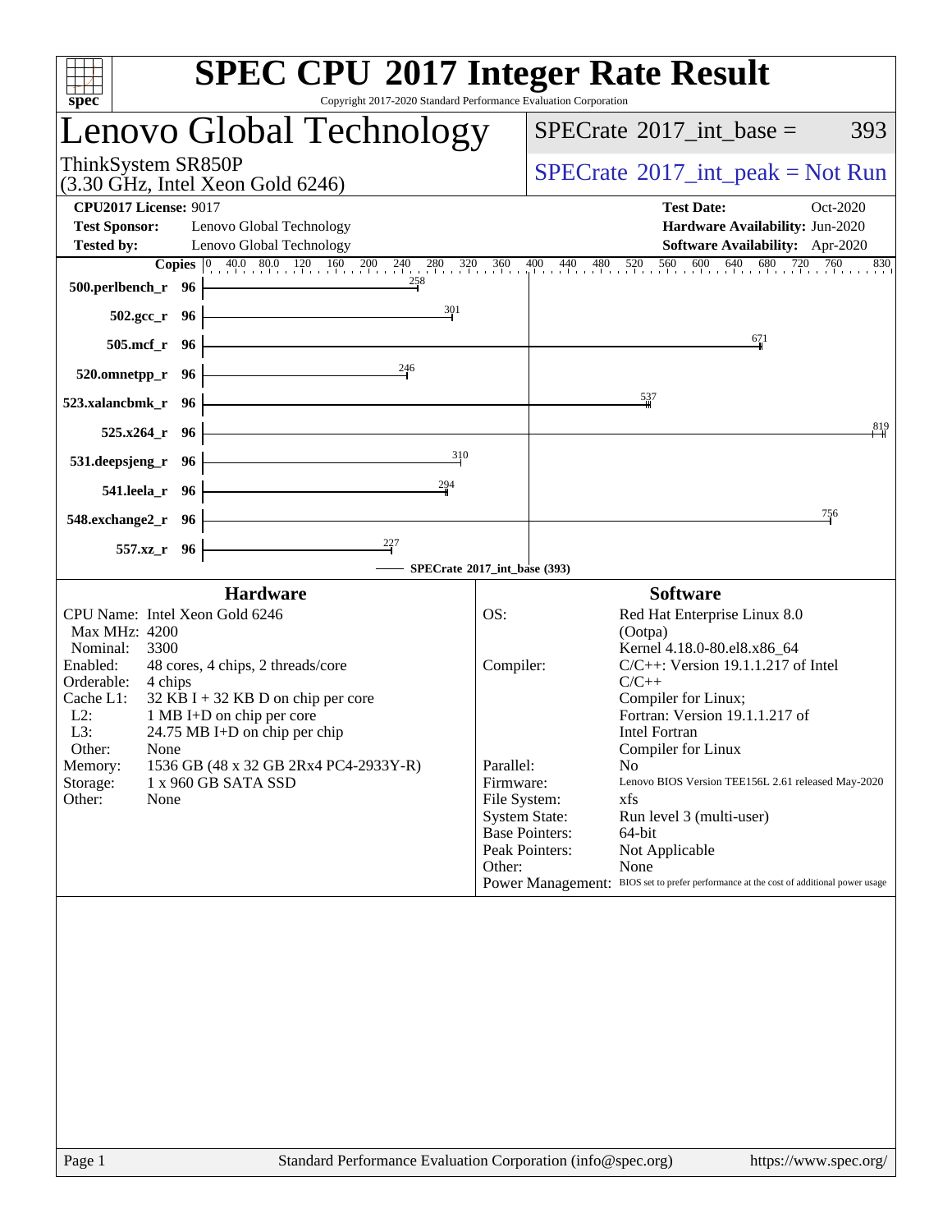# SPEC CPU 2017 Integer Rate Result

Copyright 2017-2020 Standard Performance Evaluation Corporation

## Lenovo Global Technology

ThinkSystem SR850P
(3.30 GHz, Intel Xeon Gold 6246)

SPECrate 2017_int_base = 393

SPECrate 2017_int_peak = Not Run

**CPU2017 License:** 9017
**Test Sponsor:** Lenovo Global Technology
**Tested by:** Lenovo Global Technology

**Test Date:** Oct-2020
**Hardware Availability:** Jun-2020
**Software Availability:** Apr-2020

| Benchmark | Copies | SPECrate 2017_int_base |
|---|---|---|
| 500.perlbench_r | 96 | 258 |
| 502.gcc_r | 96 | 301 |
| 505.mcf_r | 96 | 671 |
| 520.omnetpp_r | 96 | 246 |
| 523.xalancbmk_r | 96 | 537 |
| 525.x264_r | 96 | 819 |
| 531.deepsjeng_r | 96 | 310 |
| 541.leela_r | 96 | 294 |
| 548.exchange2_r | 96 | 756 |
| 557.xz_r | 96 | 227 |

SPECrate 2017_int_base (393)

### Hardware

| | |
|---|---|
| CPU Name: | Intel Xeon Gold 6246 |
| Max MHz: | 4200 |
| Nominal: | 3300 |
| Enabled: | 48 cores, 4 chips, 2 threads/core |
| Orderable: | 4 chips |
| Cache L1: | 32 KB I + 32 KB D on chip per core |
| L2: | 1 MB I+D on chip per core |
| L3: | 24.75 MB I+D on chip per chip |
| Other: | None |
| Memory: | 1536 GB (48 x 32 GB 2Rx4 PC4-2933Y-R) |
| Storage: | 1 x 960 GB SATA SSD |
| Other: | None |

### Software

| | |
|---|---|
| OS: | Red Hat Enterprise Linux 8.0 (Ootpa) Kernel 4.18.0-80.el8.x86_64 |
| Compiler: | C/C++: Version 19.1.1.217 of Intel C/C++ Compiler for Linux; Fortran: Version 19.1.1.217 of Intel Fortran Compiler for Linux |
| Parallel: | No |
| Firmware: | Lenovo BIOS Version TEE156L 2.61 released May-2020 |
| File System: | xfs |
| System State: | Run level 3 (multi-user) |
| Base Pointers: | 64-bit |
| Peak Pointers: | Not Applicable |
| Other: | None |
| Power Management: | BIOS set to prefer performance at the cost of additional power usage |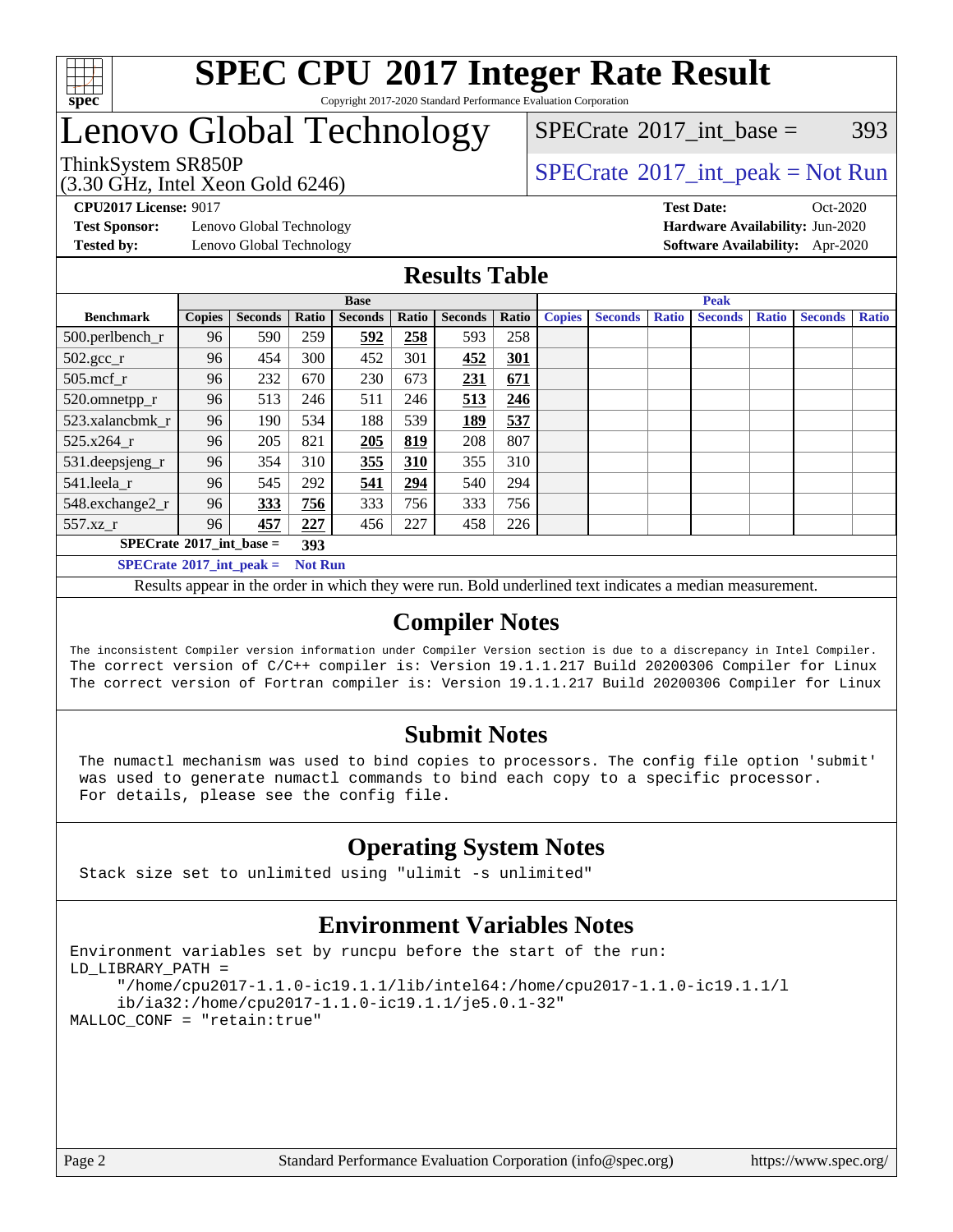# SPEC CPU 2017 Integer Rate Result

Copyright 2017-2020 Standard Performance Evaluation Corporation

## Lenovo Global Technology

ThinkSystem SR850P
(3.30 GHz, Intel Xeon Gold 6246)

SPECrate 2017_int_base = 393

SPECrate 2017_int_peak = Not Run

**CPU2017 License:** 9017
**Test Sponsor:** Lenovo Global Technology
**Tested by:** Lenovo Global Technology
**Test Date:** Oct-2020
**Hardware Availability:** Jun-2020
**Software Availability:** Apr-2020

## Results Table

| Benchmark | Base | | | | | | | Peak | | | | | | |
|---|---|---|---|---|---|---|---|---|---|---|---|---|---|---|
| | Copies | Seconds | Ratio | Seconds | Ratio | Seconds | Ratio | Copies | Seconds | Ratio | Seconds | Ratio | Seconds | Ratio |
| 500.perlbench_r | 96 | 590 | 259 | **592** | **258** | 593 | 258 | | | | | | | |
| 502.gcc_r | 96 | 454 | 300 | 452 | 301 | **452** | **301** | | | | | | | |
| 505.mcf_r | 96 | 232 | 670 | 230 | 673 | **231** | **671** | | | | | | | |
| 520.omnetpp_r | 96 | 513 | 246 | 511 | 246 | **513** | **246** | | | | | | | |
| 523.xalancbmk_r | 96 | 190 | 534 | 188 | 539 | **189** | **537** | | | | | | | |
| 525.x264_r | 96 | 205 | 821 | **205** | **819** | 208 | 807 | | | | | | | |
| 531.deepsjeng_r | 96 | 354 | 310 | **355** | **310** | 355 | 310 | | | | | | | |
| 541.leela_r | 96 | 545 | 292 | **541** | **294** | 540 | 294 | | | | | | | |
| 548.exchange2_r | 96 | **333** | **756** | 333 | 756 | 333 | 756 | | | | | | | |
| 557.xz_r | 96 | **457** | **227** | 456 | 227 | 458 | 226 | | | | | | | |

SPECrate 2017_int_base = 393

SPECrate 2017_int_peak = Not Run

Results appear in the order in which they were run. Bold underlined text indicates a median measurement.

## Compiler Notes

The inconsistent Compiler version information under Compiler Version section is due to a discrepancy in Intel Compiler.
The correct version of C/C++ compiler is: Version 19.1.1.217 Build 20200306 Compiler for Linux
The correct version of Fortran compiler is: Version 19.1.1.217 Build 20200306 Compiler for Linux

## Submit Notes

The numactl mechanism was used to bind copies to processors. The config file option 'submit' was used to generate numactl commands to bind each copy to a specific processor.
For details, please see the config file.

## Operating System Notes

Stack size set to unlimited using "ulimit -s unlimited"

## Environment Variables Notes

```
Environment variables set by runcpu before the start of the run:
LD_LIBRARY_PATH =
     "/home/cpu2017-1.1.0-ic19.1.1/lib/intel64:/home/cpu2017-1.1.0-ic19.1.1/l
     ib/ia32:/home/cpu2017-1.1.0-ic19.1.1/je5.0.1-32"
MALLOC_CONF = "retain:true"
```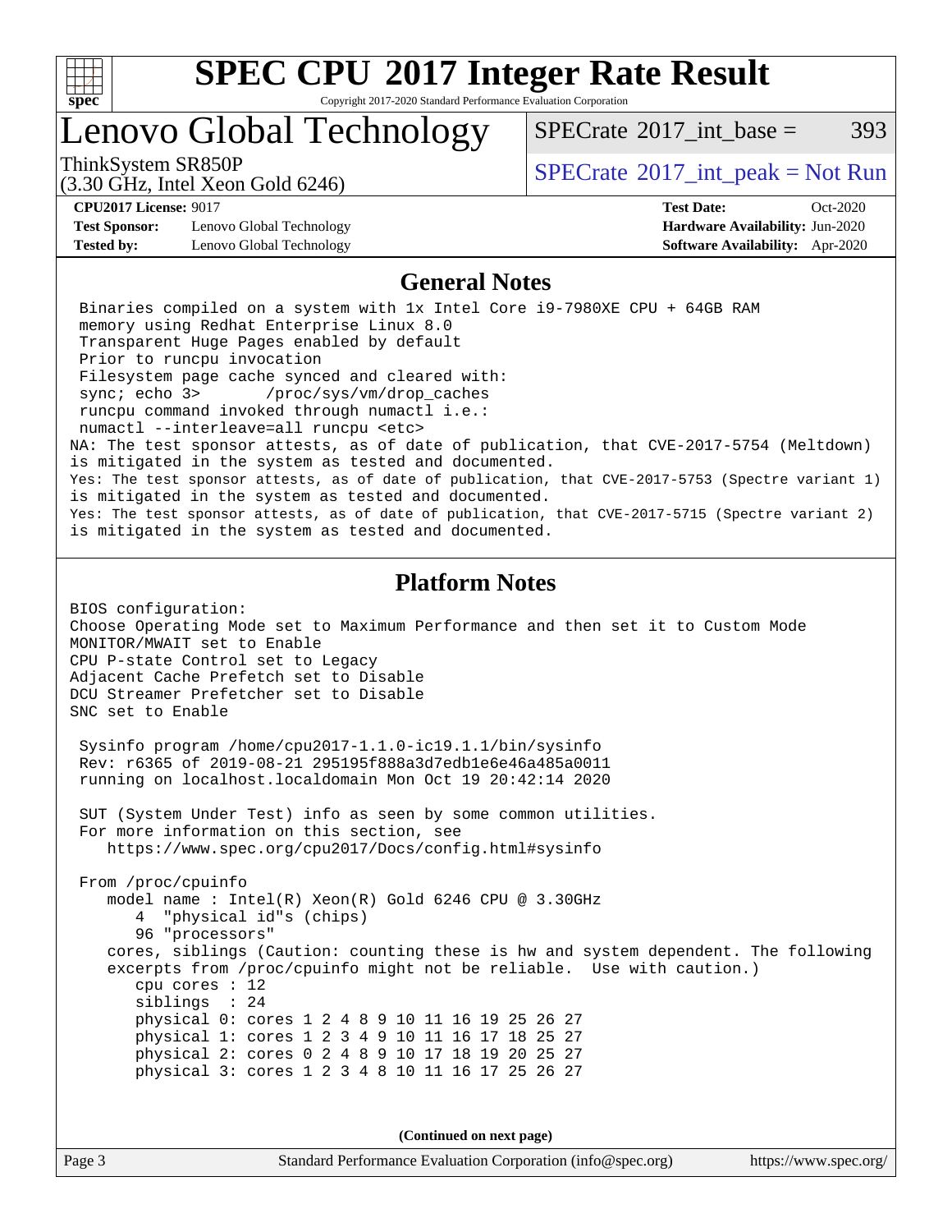# SPEC CPU 2017 Integer Rate Result

Copyright 2017-2020 Standard Performance Evaluation Corporation

## Lenovo Global Technology

ThinkSystem SR850P
(3.30 GHz, Intel Xeon Gold 6246)

SPECrate 2017_int_base = 393

SPECrate 2017_int_peak = Not Run

**CPU2017 License:** 9017
**Test Sponsor:** Lenovo Global Technology
**Tested by:** Lenovo Global Technology

**Test Date:** Oct-2020
**Hardware Availability:** Jun-2020
**Software Availability:** Apr-2020

### General Notes

```
 Binaries compiled on a system with 1x Intel Core i9-7980XE CPU + 64GB RAM
 memory using Redhat Enterprise Linux 8.0
 Transparent Huge Pages enabled by default
 Prior to runcpu invocation
 Filesystem page cache synced and cleared with:
 sync; echo 3>       /proc/sys/vm/drop_caches
 runcpu command invoked through numactl i.e.:
 numactl --interleave=all runcpu <etc>
NA: The test sponsor attests, as of date of publication, that CVE-2017-5754 (Meltdown)
is mitigated in the system as tested and documented.
Yes: The test sponsor attests, as of date of publication, that CVE-2017-5753 (Spectre variant 1)
is mitigated in the system as tested and documented.
Yes: The test sponsor attests, as of date of publication, that CVE-2017-5715 (Spectre variant 2)
is mitigated in the system as tested and documented.
```

### Platform Notes

```
BIOS configuration:
Choose Operating Mode set to Maximum Performance and then set it to Custom Mode
MONITOR/MWAIT set to Enable
CPU P-state Control set to Legacy
Adjacent Cache Prefetch set to Disable
DCU Streamer Prefetcher set to Disable
SNC set to Enable

 Sysinfo program /home/cpu2017-1.1.0-ic19.1.1/bin/sysinfo
 Rev: r6365 of 2019-08-21 295195f888a3d7edb1e6e46a485a0011
 running on localhost.localdomain Mon Oct 19 20:42:14 2020

 SUT (System Under Test) info as seen by some common utilities.
 For more information on this section, see
    https://www.spec.org/cpu2017/Docs/config.html#sysinfo

 From /proc/cpuinfo
    model name : Intel(R) Xeon(R) Gold 6246 CPU @ 3.30GHz
       4  "physical id"s (chips)
       96 "processors"
    cores, siblings (Caution: counting these is hw and system dependent. The following
    excerpts from /proc/cpuinfo might not be reliable.  Use with caution.)
       cpu cores : 12
       siblings  : 24
       physical 0: cores 1 2 4 8 9 10 11 16 19 25 26 27
       physical 1: cores 1 2 3 4 9 10 11 16 17 18 25 27
       physical 2: cores 0 2 4 8 9 10 17 18 19 20 25 27
       physical 3: cores 1 2 3 4 8 10 11 16 17 25 26 27
```

(Continued on next page)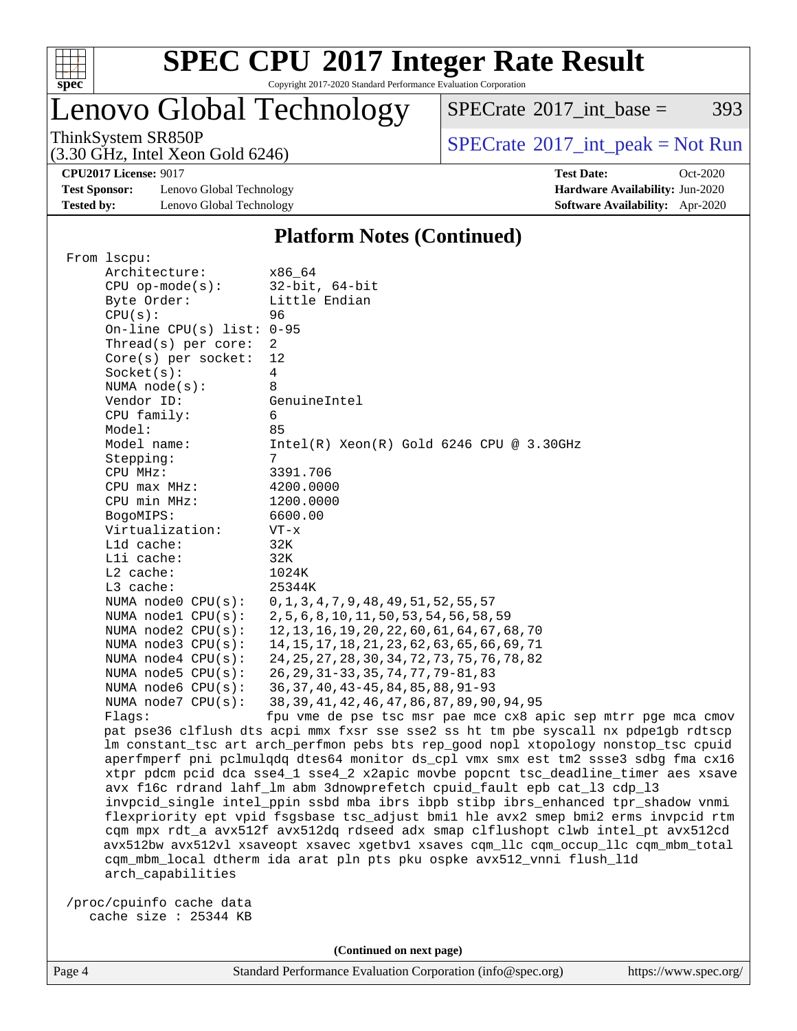# SPEC CPU 2017 Integer Rate Result

Copyright 2017-2020 Standard Performance Evaluation Corporation

## Lenovo Global Technology

SPECrate 2017_int_base = 393

ThinkSystem SR850P
(3.30 GHz, Intel Xeon Gold 6246)

SPECrate 2017_int_peak = Not Run

**CPU2017 License:** 9017
**Test Sponsor:** Lenovo Global Technology
**Tested by:** Lenovo Global Technology

**Test Date:** Oct-2020
**Hardware Availability:** Jun-2020
**Software Availability:** Apr-2020

### Platform Notes (Continued)

```
 From lscpu:
      Architecture:          x86_64
      CPU op-mode(s):        32-bit, 64-bit
      Byte Order:            Little Endian
      CPU(s):                96
      On-line CPU(s) list: 0-95
      Thread(s) per core:  2
      Core(s) per socket:  12
      Socket(s):             4
      NUMA node(s):          8
      Vendor ID:             GenuineIntel
      CPU family:            6
      Model:                 85
      Model name:            Intel(R) Xeon(R) Gold 6246 CPU @ 3.30GHz
      Stepping:              7
      CPU MHz:               3391.706
      CPU max MHz:           4200.0000
      CPU min MHz:           1200.0000
      BogoMIPS:              6600.00
      Virtualization:        VT-x
      L1d cache:             32K
      L1i cache:             32K
      L2 cache:              1024K
      L3 cache:              25344K
      NUMA node0 CPU(s):     0,1,3,4,7,9,48,49,51,52,55,57
      NUMA node1 CPU(s):     2,5,6,8,10,11,50,53,54,56,58,59
      NUMA node2 CPU(s):     12,13,16,19,20,22,60,61,64,67,68,70
      NUMA node3 CPU(s):     14,15,17,18,21,23,62,63,65,66,69,71
      NUMA node4 CPU(s):     24,25,27,28,30,34,72,73,75,76,78,82
      NUMA node5 CPU(s):     26,29,31-33,35,74,77,79-81,83
      NUMA node6 CPU(s):     36,37,40,43-45,84,85,88,91-93
      NUMA node7 CPU(s):     38,39,41,42,46,47,86,87,89,90,94,95
      Flags:                 fpu vme de pse tsc msr pae mce cx8 apic sep mtrr pge mca cmov
      pat pse36 clflush dts acpi mmx fxsr sse sse2 ss ht tm pbe syscall nx pdpe1gb rdtscp
      lm constant_tsc art arch_perfmon pebs bts rep_good nopl xtopology nonstop_tsc cpuid
      aperfmperf pni pclmulqdq dtes64 monitor ds_cpl vmx smx est tm2 ssse3 sdbg fma cx16
      xtpr pdcm pcid dca sse4_1 sse4_2 x2apic movbe popcnt tsc_deadline_timer aes xsave
      avx f16c rdrand lahf_lm abm 3dnowprefetch cpuid_fault epb cat_l3 cdp_l3
      invpcid_single intel_ppin ssbd mba ibrs ibpb stibp ibrs_enhanced tpr_shadow vnmi
      flexpriority ept vpid fsgsbase tsc_adjust bmi1 hle avx2 smep bmi2 erms invpcid rtm
      cqm mpx rdt_a avx512f avx512dq rdseed adx smap clflushopt clwb intel_pt avx512cd
      avx512bw avx512vl xsaveopt xsavec xgetbv1 xsaves cqm_llc cqm_occup_llc cqm_mbm_total
      cqm_mbm_local dtherm ida arat pln pts pku ospke avx512_vnni flush_l1d
      arch_capabilities

 /proc/cpuinfo cache data
    cache size : 25344 KB
```

(Continued on next page)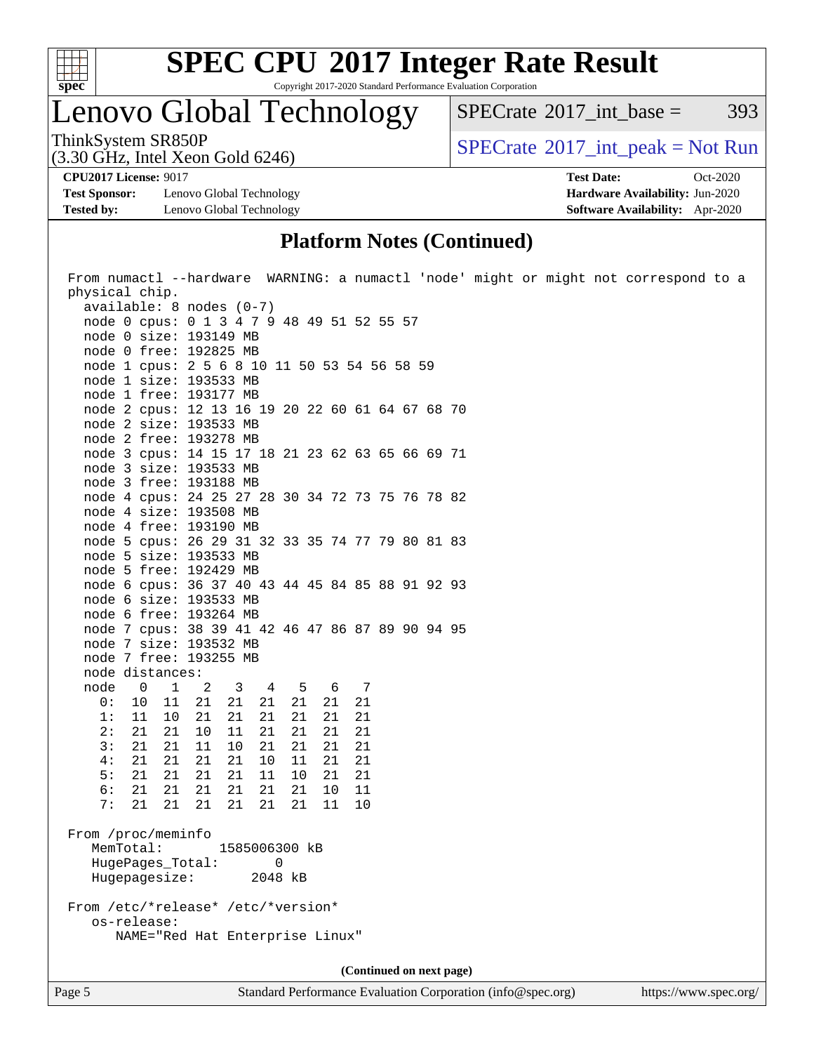# SPEC CPU 2017 Integer Rate Result

Copyright 2017-2020 Standard Performance Evaluation Corporation

## Lenovo Global Technology

ThinkSystem SR850P
(3.30 GHz, Intel Xeon Gold 6246)

SPECrate 2017_int_base = 393

SPECrate 2017_int_peak = Not Run

**CPU2017 License:** 9017
**Test Sponsor:** Lenovo Global Technology
**Tested by:** Lenovo Global Technology
**Test Date:** Oct-2020
**Hardware Availability:** Jun-2020
**Software Availability:** Apr-2020

## Platform Notes (Continued)

```
From numactl --hardware  WARNING: a numactl 'node' might or might not correspond to a
physical chip.
  available: 8 nodes (0-7)
  node 0 cpus: 0 1 3 4 7 9 48 49 51 52 55 57
  node 0 size: 193149 MB
  node 0 free: 192825 MB
  node 1 cpus: 2 5 6 8 10 11 50 53 54 56 58 59
  node 1 size: 193533 MB
  node 1 free: 193177 MB
  node 2 cpus: 12 13 16 19 20 22 60 61 64 67 68 70
  node 2 size: 193533 MB
  node 2 free: 193278 MB
  node 3 cpus: 14 15 17 18 21 23 62 63 65 66 69 71
  node 3 size: 193533 MB
  node 3 free: 193188 MB
  node 4 cpus: 24 25 27 28 30 34 72 73 75 76 78 82
  node 4 size: 193508 MB
  node 4 free: 193190 MB
  node 5 cpus: 26 29 31 32 33 35 74 77 79 80 81 83
  node 5 size: 193533 MB
  node 5 free: 192429 MB
  node 6 cpus: 36 37 40 43 44 45 84 85 88 91 92 93
  node 6 size: 193533 MB
  node 6 free: 193264 MB
  node 7 cpus: 38 39 41 42 46 47 86 87 89 90 94 95
  node 7 size: 193532 MB
  node 7 free: 193255 MB
  node distances:
  node   0   1   2   3   4   5   6   7
    0:  10  11  21  21  21  21  21  21
    1:  11  10  21  21  21  21  21  21
    2:  21  21  10  11  21  21  21  21
    3:  21  21  11  10  21  21  21  21
    4:  21  21  21  21  10  11  21  21
    5:  21  21  21  21  11  10  21  21
    6:  21  21  21  21  21  21  10  11
    7:  21  21  21  21  21  21  11  10

From /proc/meminfo
   MemTotal:       1585006300 kB
   HugePages_Total:        0
   Hugepagesize:        2048 kB

From /etc/*release* /etc/*version*
   os-release:
      NAME="Red Hat Enterprise Linux"
```

(Continued on next page)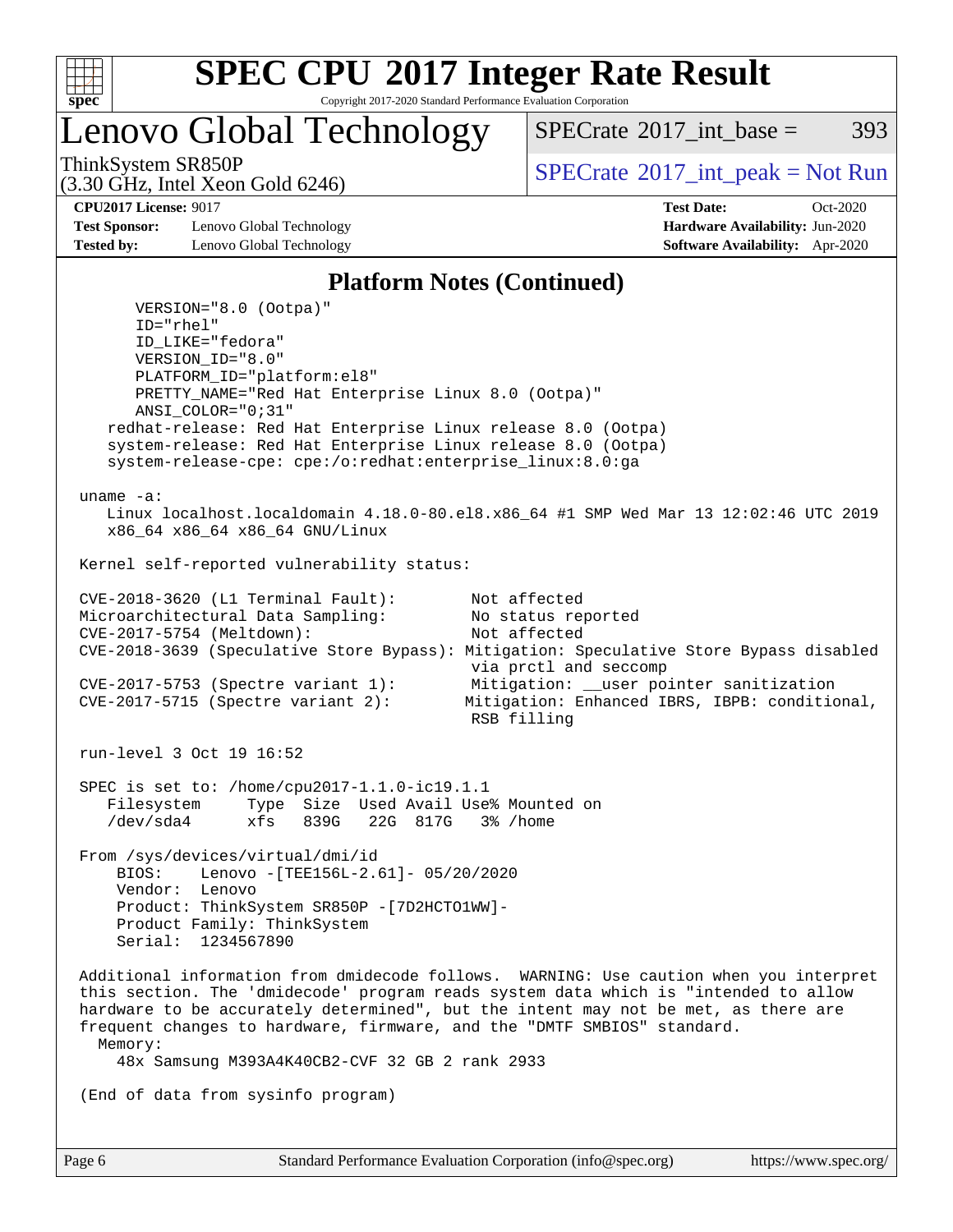## Platform Notes (Continued)

```
      VERSION="8.0 (Ootpa)"
      ID="rhel"
      ID_LIKE="fedora"
      VERSION_ID="8.0"
      PLATFORM_ID="platform:el8"
      PRETTY_NAME="Red Hat Enterprise Linux 8.0 (Ootpa)"
      ANSI_COLOR="0;31"
    redhat-release: Red Hat Enterprise Linux release 8.0 (Ootpa)
    system-release: Red Hat Enterprise Linux release 8.0 (Ootpa)
    system-release-cpe: cpe:/o:redhat:enterprise_linux:8.0:ga

 uname -a:
    Linux localhost.localdomain 4.18.0-80.el8.x86_64 #1 SMP Wed Mar 13 12:02:46 UTC 2019
    x86_64 x86_64 x86_64 GNU/Linux

 Kernel self-reported vulnerability status:

 CVE-2018-3620 (L1 Terminal Fault):         Not affected
 Microarchitectural Data Sampling:          No status reported
 CVE-2017-5754 (Meltdown):                  Not affected
 CVE-2018-3639 (Speculative Store Bypass): Mitigation: Speculative Store Bypass disabled
                                            via prctl and seccomp
 CVE-2017-5753 (Spectre variant 1):         Mitigation: __user pointer sanitization
 CVE-2017-5715 (Spectre variant 2):        Mitigation: Enhanced IBRS, IBPB: conditional,
                                            RSB filling

 run-level 3 Oct 19 16:52

 SPEC is set to: /home/cpu2017-1.1.0-ic19.1.1
    Filesystem     Type  Size  Used Avail Use% Mounted on
    /dev/sda4      xfs   839G   22G  817G   3% /home

 From /sys/devices/virtual/dmi/id
     BIOS:    Lenovo -[TEE156L-2.61]- 05/20/2020
     Vendor:  Lenovo
     Product: ThinkSystem SR850P -[7D2HCTO1WW]-
     Product Family: ThinkSystem
     Serial:  1234567890

 Additional information from dmidecode follows.  WARNING: Use caution when you interpret
 this section. The 'dmidecode' program reads system data which is "intended to allow
 hardware to be accurately determined", but the intent may not be met, as there are
 frequent changes to hardware, firmware, and the "DMTF SMBIOS" standard.
   Memory:
     48x Samsung M393A4K40CB2-CVF 32 GB 2 rank 2933

 (End of data from sysinfo program)
```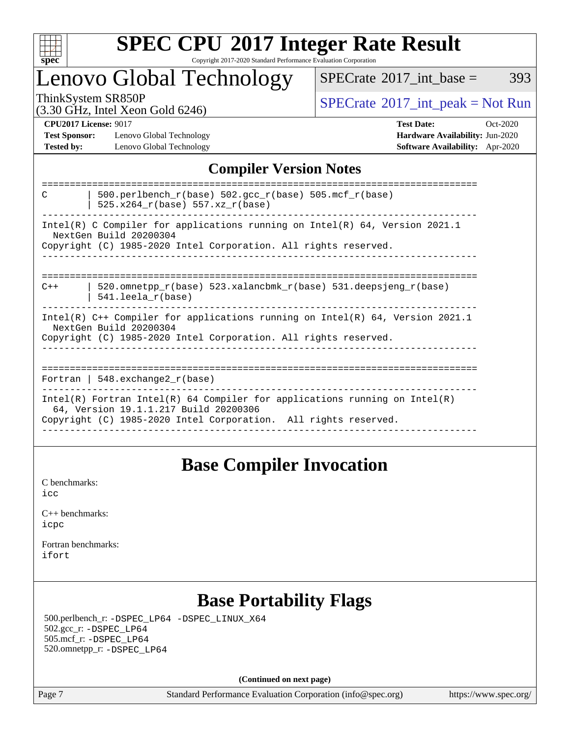# SPEC CPU 2017 Integer Rate Result

Copyright 2017-2020 Standard Performance Evaluation Corporation

## Lenovo Global Technology

ThinkSystem SR850P
(3.30 GHz, Intel Xeon Gold 6246)

SPECrate 2017_int_base = 393

SPECrate 2017_int_peak = Not Run

**CPU2017 License:** 9017
**Test Sponsor:** Lenovo Global Technology
**Tested by:** Lenovo Global Technology

**Test Date:** Oct-2020
**Hardware Availability:** Jun-2020
**Software Availability:** Apr-2020

## Compiler Version Notes

```
==============================================================================
C       | 500.perlbench_r(base) 502.gcc_r(base) 505.mcf_r(base)
        | 525.x264_r(base) 557.xz_r(base)
------------------------------------------------------------------------------
Intel(R) C Compiler for applications running on Intel(R) 64, Version 2021.1
  NextGen Build 20200304
Copyright (C) 1985-2020 Intel Corporation. All rights reserved.
------------------------------------------------------------------------------

==============================================================================
C++     | 520.omnetpp_r(base) 523.xalancbmk_r(base) 531.deepsjeng_r(base)
        | 541.leela_r(base)
------------------------------------------------------------------------------
Intel(R) C++ Compiler for applications running on Intel(R) 64, Version 2021.1
  NextGen Build 20200304
Copyright (C) 1985-2020 Intel Corporation. All rights reserved.
------------------------------------------------------------------------------

==============================================================================
Fortran | 548.exchange2_r(base)
------------------------------------------------------------------------------
Intel(R) Fortran Intel(R) 64 Compiler for applications running on Intel(R)
  64, Version 19.1.1.217 Build 20200306
Copyright (C) 1985-2020 Intel Corporation.  All rights reserved.
------------------------------------------------------------------------------
```

## Base Compiler Invocation

C benchmarks:
icc

C++ benchmarks:
icpc

Fortran benchmarks:
ifort

## Base Portability Flags

500.perlbench_r: -DSPEC_LP64 -DSPEC_LINUX_X64
502.gcc_r: -DSPEC_LP64
505.mcf_r: -DSPEC_LP64
520.omnetpp_r: -DSPEC_LP64

**(Continued on next page)**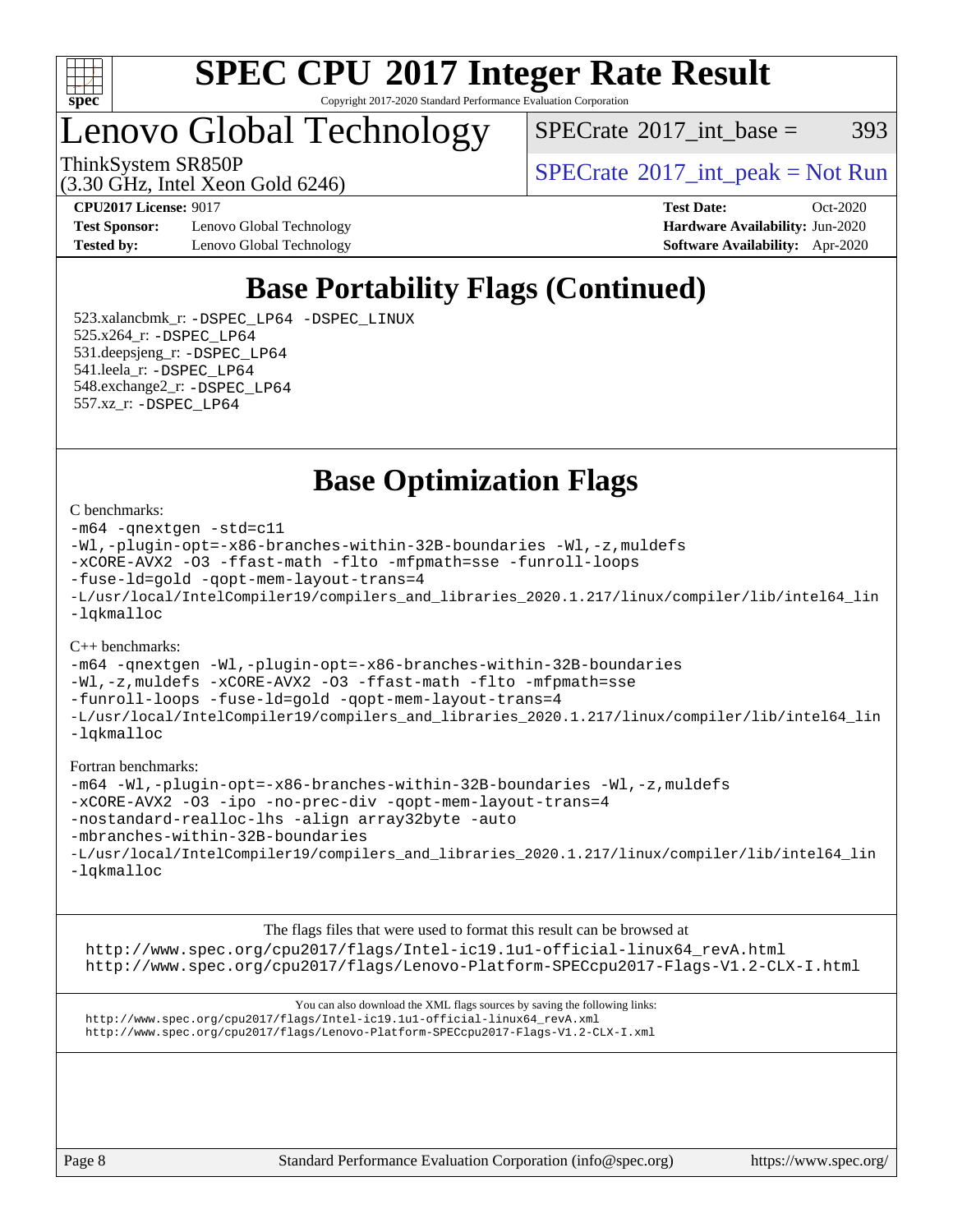# SPEC CPU 2017 Integer Rate Result

Copyright 2017-2020 Standard Performance Evaluation Corporation

# Lenovo Global Technology

ThinkSystem SR850P
(3.30 GHz, Intel Xeon Gold 6246)

SPECrate 2017_int_base = 393

SPECrate 2017_int_peak = Not Run

**CPU2017 License:** 9017
**Test Sponsor:** Lenovo Global Technology
**Tested by:** Lenovo Global Technology

**Test Date:** Oct-2020
**Hardware Availability:** Jun-2020
**Software Availability:** Apr-2020

## Base Portability Flags (Continued)

523.xalancbmk_r: -DSPEC_LP64 -DSPEC_LINUX
525.x264_r: -DSPEC_LP64
531.deepsjeng_r: -DSPEC_LP64
541.leela_r: -DSPEC_LP64
548.exchange2_r: -DSPEC_LP64
557.xz_r: -DSPEC_LP64

## Base Optimization Flags

C benchmarks:

```
-m64 -qnextgen -std=c11
-Wl,-plugin-opt=-x86-branches-within-32B-boundaries -Wl,-z,muldefs
-xCORE-AVX2 -O3 -ffast-math -flto -mfpmath=sse -funroll-loops
-fuse-ld=gold -qopt-mem-layout-trans=4
-L/usr/local/IntelCompiler19/compilers_and_libraries_2020.1.217/linux/compiler/lib/intel64_lin
-lqkmalloc
```

C++ benchmarks:

```
-m64 -qnextgen -Wl,-plugin-opt=-x86-branches-within-32B-boundaries
-Wl,-z,muldefs -xCORE-AVX2 -O3 -ffast-math -flto -mfpmath=sse
-funroll-loops -fuse-ld=gold -qopt-mem-layout-trans=4
-L/usr/local/IntelCompiler19/compilers_and_libraries_2020.1.217/linux/compiler/lib/intel64_lin
-lqkmalloc
```

Fortran benchmarks:

```
-m64 -Wl,-plugin-opt=-x86-branches-within-32B-boundaries -Wl,-z,muldefs
-xCORE-AVX2 -O3 -ipo -no-prec-div -qopt-mem-layout-trans=4
-nostandard-realloc-lhs -align array32byte -auto
-mbranches-within-32B-boundaries
-L/usr/local/IntelCompiler19/compilers_and_libraries_2020.1.217/linux/compiler/lib/intel64_lin
-lqkmalloc
```

The flags files that were used to format this result can be browsed at
http://www.spec.org/cpu2017/flags/Intel-ic19.1u1-official-linux64_revA.html
http://www.spec.org/cpu2017/flags/Lenovo-Platform-SPECcpu2017-Flags-V1.2-CLX-I.html

You can also download the XML flags sources by saving the following links:
http://www.spec.org/cpu2017/flags/Intel-ic19.1u1-official-linux64_revA.xml
http://www.spec.org/cpu2017/flags/Lenovo-Platform-SPECcpu2017-Flags-V1.2-CLX-I.xml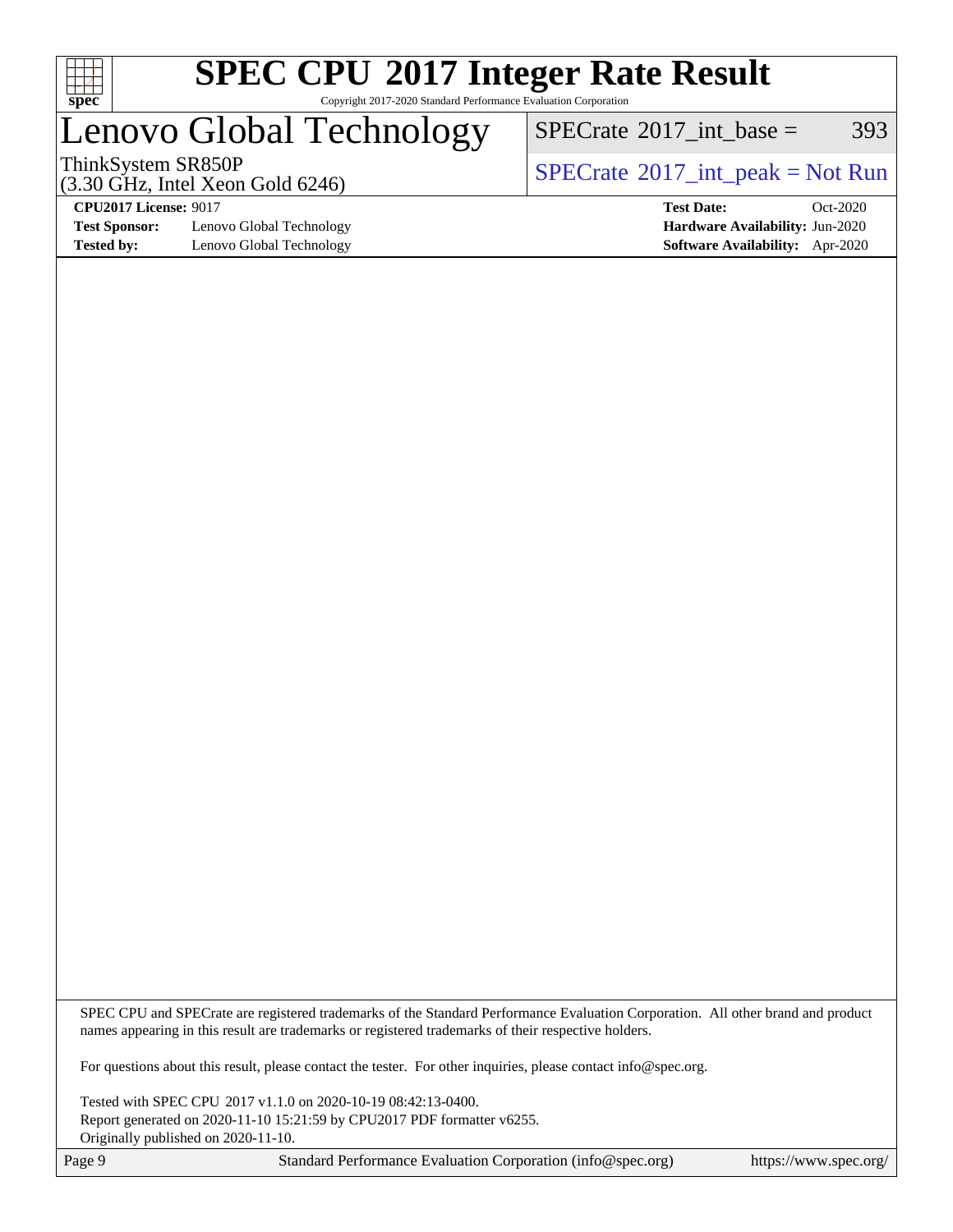SPEC CPU and SPECrate are registered trademarks of the Standard Performance Evaluation Corporation. All other brand and product names appearing in this result are trademarks or registered trademarks of their respective holders.

For questions about this result, please contact the tester. For other inquiries, please contact info@spec.org.

Tested with SPEC CPU 2017 v1.1.0 on 2020-10-19 08:42:13-0400.
Report generated on 2020-11-10 15:21:59 by CPU2017 PDF formatter v6255.
Originally published on 2020-11-10.